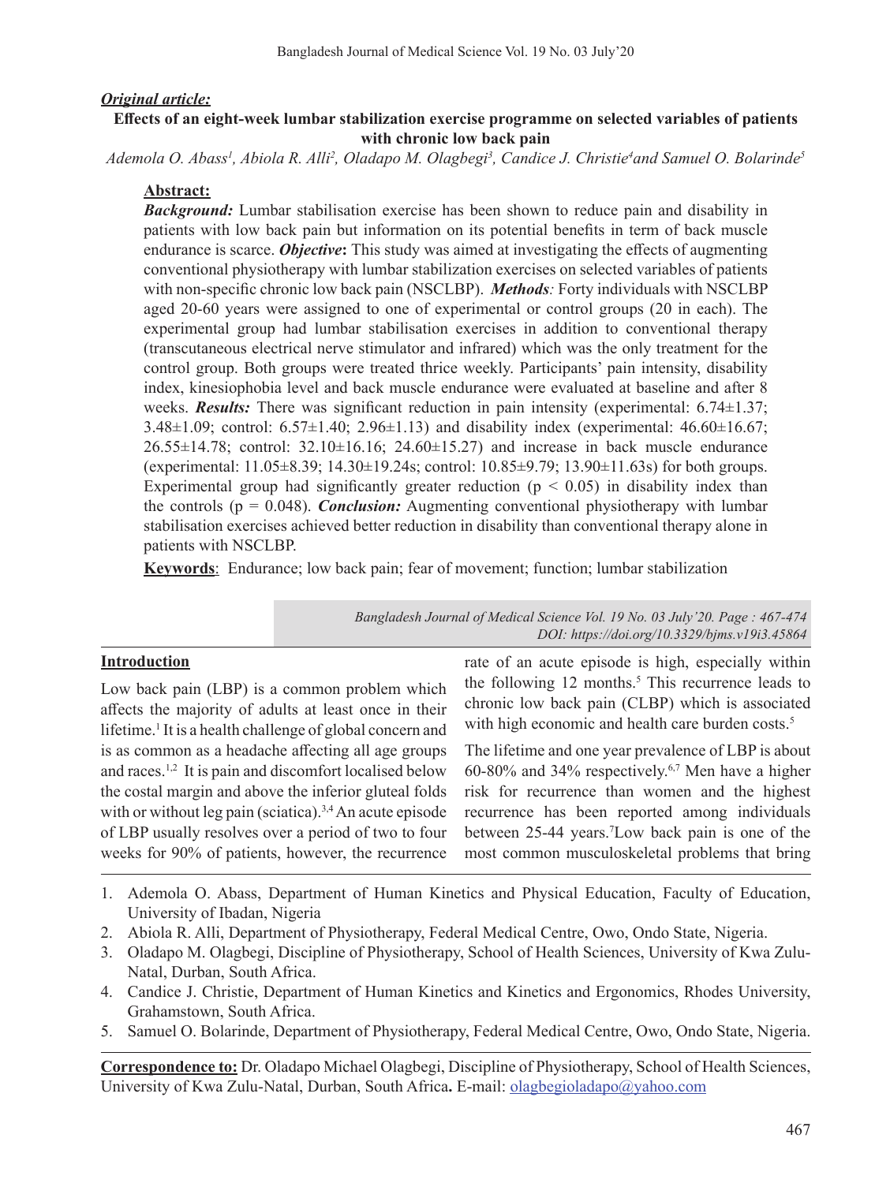***Original article:***

**Effects of an eight-week lumbar stabilization exercise programme on selected variables of patients with chronic low back pain**

*Ademola O. Abass[1], Abiola R. Alli[2], Oladapo M. Olagbegi[3], Candice J. Christie[4] and Samuel O. Bolarinde[5]*

## Abstract:

***Background:*** Lumbar stabilisation exercise has been shown to reduce pain and disability in patients with low back pain but information on its potential benefits in term of back muscle endurance is scarce. ***Objective*:** This study was aimed at investigating the effects of augmenting conventional physiotherapy with lumbar stabilization exercises on selected variables of patients with non-specific chronic low back pain (NSCLBP). ***Methods****:* Forty individuals with NSCLBP aged 20-60 years were assigned to one of experimental or control groups (20 in each). The experimental group had lumbar stabilisation exercises in addition to conventional therapy (transcutaneous electrical nerve stimulator and infrared) which was the only treatment for the control group. Both groups were treated thrice weekly. Participants' pain intensity, disability index, kinesiophobia level and back muscle endurance were evaluated at baseline and after 8 weeks. ***Results:*** There was significant reduction in pain intensity (experimental: 6.74±1.37; 3.48±1.09; control: 6.57±1.40; 2.96±1.13) and disability index (experimental: 46.60±16.67; 26.55±14.78; control: 32.10±16.16; 24.60±15.27) and increase in back muscle endurance (experimental: 11.05±8.39; 14.30±19.24s; control: 10.85±9.79; 13.90±11.63s) for both groups. Experimental group had significantly greater reduction ($p < 0.05$) in disability index than the controls ($p = 0.048$). ***Conclusion:*** Augmenting conventional physiotherapy with lumbar stabilisation exercises achieved better reduction in disability than conventional therapy alone in patients with NSCLBP.

**Keywords**: Endurance; low back pain; fear of movement; function; lumbar stabilization

*DOI: https://doi.org/10.3329/bjms.v19i3.45864*

## Introduction

Low back pain (LBP) is a common problem which affects the majority of adults at least once in their lifetime.[1] It is a health challenge of global concern and is as common as a headache affecting all age groups and races.[1,2] It is pain and discomfort localised below the costal margin and above the inferior gluteal folds with or without leg pain (sciatica).[3,4] An acute episode of LBP usually resolves over a period of two to four weeks for 90% of patients, however, the recurrence rate of an acute episode is high, especially within the following 12 months.[5] This recurrence leads to chronic low back pain (CLBP) which is associated with high economic and health care burden costs.[5]

The lifetime and one year prevalence of LBP is about 60-80% and 34% respectively.[6,7] Men have a higher risk for recurrence than women and the highest recurrence has been reported among individuals between 25-44 years.[7] Low back pain is one of the most common musculoskeletal problems that bring

---

1. Ademola O. Abass, Department of Human Kinetics and Physical Education, Faculty of Education, University of Ibadan, Nigeria
2. Abiola R. Alli, Department of Physiotherapy, Federal Medical Centre, Owo, Ondo State, Nigeria.
3. Oladapo M. Olagbegi, Discipline of Physiotherapy, School of Health Sciences, University of Kwa Zulu-Natal, Durban, South Africa.
4. Candice J. Christie, Department of Human Kinetics and Kinetics and Ergonomics, Rhodes University, Grahamstown, South Africa.
5. Samuel O. Bolarinde, Department of Physiotherapy, Federal Medical Centre, Owo, Ondo State, Nigeria.

**Correspondence to:** Dr. Oladapo Michael Olagbegi, Discipline of Physiotherapy, School of Health Sciences, University of Kwa Zulu-Natal, Durban, South Africa**.** E-mail: olagbegioladapo@yahoo.com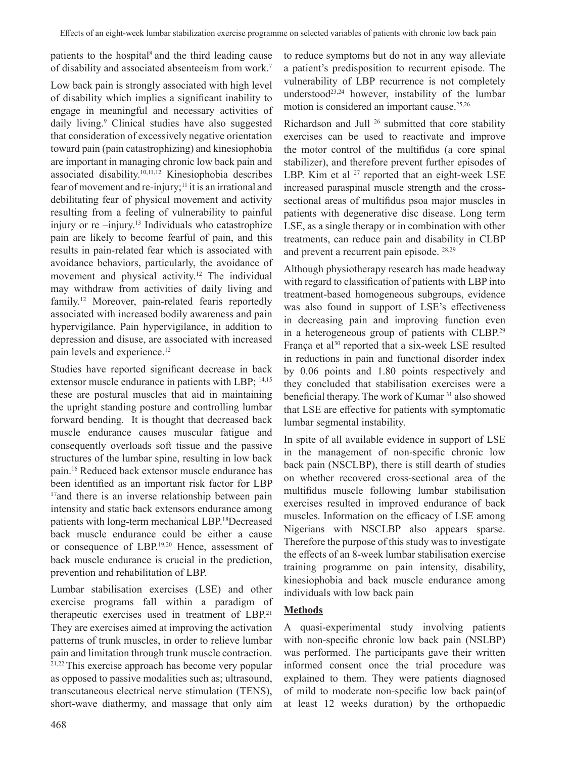patients to the hospital[8] and the third leading cause of disability and associated absenteeism from work.[7]

Low back pain is strongly associated with high level of disability which implies a significant inability to engage in meaningful and necessary activities of daily living.[9] Clinical studies have also suggested that consideration of excessively negative orientation toward pain (pain catastrophizing) and kinesiophobia are important in managing chronic low back pain and associated disability.[10,11,12] Kinesiophobia describes fear of movement and re-injury;[11] it is an irrational and debilitating fear of physical movement and activity resulting from a feeling of vulnerability to painful injury or re –injury.[13] Individuals who catastrophize pain are likely to become fearful of pain, and this results in pain-related fear which is associated with avoidance behaviors, particularly, the avoidance of movement and physical activity.[12] The individual may withdraw from activities of daily living and family.[12] Moreover, pain-related fearis reportedly associated with increased bodily awareness and pain hypervigilance. Pain hypervigilance, in addition to depression and disuse, are associated with increased pain levels and experience.[12]

Studies have reported significant decrease in back extensor muscle endurance in patients with LBP; [14,15] these are postural muscles that aid in maintaining the upright standing posture and controlling lumbar forward bending. It is thought that decreased back muscle endurance causes muscular fatigue and consequently overloads soft tissue and the passive structures of the lumbar spine, resulting in low back pain.[16] Reduced back extensor muscle endurance has been identified as an important risk factor for LBP [17]and there is an inverse relationship between pain intensity and static back extensors endurance among patients with long-term mechanical LBP.[18]Decreased back muscle endurance could be either a cause or consequence of LBP.[19,20] Hence, assessment of back muscle endurance is crucial in the prediction, prevention and rehabilitation of LBP.

Lumbar stabilisation exercises (LSE) and other exercise programs fall within a paradigm of therapeutic exercises used in treatment of LBP.[21] They are exercises aimed at improving the activation patterns of trunk muscles, in order to relieve lumbar pain and limitation through trunk muscle contraction. [21,22] This exercise approach has become very popular as opposed to passive modalities such as; ultrasound, transcutaneous electrical nerve stimulation (TENS), short-wave diathermy, and massage that only aim to reduce symptoms but do not in any way alleviate a patient's predisposition to recurrent episode. The vulnerability of LBP recurrence is not completely understood[23,24] however, instability of the lumbar motion is considered an important cause.[25,26]

Richardson and Jull [26] submitted that core stability exercises can be used to reactivate and improve the motor control of the multifidus (a core spinal stabilizer), and therefore prevent further episodes of LBP. Kim et al [27] reported that an eight-week LSE increased paraspinal muscle strength and the cross-sectional areas of multifidus psoa major muscles in patients with degenerative disc disease. Long term LSE, as a single therapy or in combination with other treatments, can reduce pain and disability in CLBP and prevent a recurrent pain episode. [28,29]

Although physiotherapy research has made headway with regard to classification of patients with LBP into treatment-based homogeneous subgroups, evidence was also found in support of LSE's effectiveness in decreasing pain and improving function even in a heterogeneous group of patients with CLBP.[29] França et al[30] reported that a six-week LSE resulted in reductions in pain and functional disorder index by 0.06 points and 1.80 points respectively and they concluded that stabilisation exercises were a beneficial therapy. The work of Kumar [31] also showed that LSE are effective for patients with symptomatic lumbar segmental instability.

In spite of all available evidence in support of LSE in the management of non-specific chronic low back pain (NSCLBP), there is still dearth of studies on whether recovered cross-sectional area of the multifidus muscle following lumbar stabilisation exercises resulted in improved endurance of back muscles. Information on the efficacy of LSE among Nigerians with NSCLBP also appears sparse. Therefore the purpose of this study was to investigate the effects of an 8-week lumbar stabilisation exercise training programme on pain intensity, disability, kinesiophobia and back muscle endurance among individuals with low back pain

## Methods

A quasi-experimental study involving patients with non-specific chronic low back pain (NSLBP) was performed. The participants gave their written informed consent once the trial procedure was explained to them. They were patients diagnosed of mild to moderate non-specific low back pain(of at least 12 weeks duration) by the orthopaedic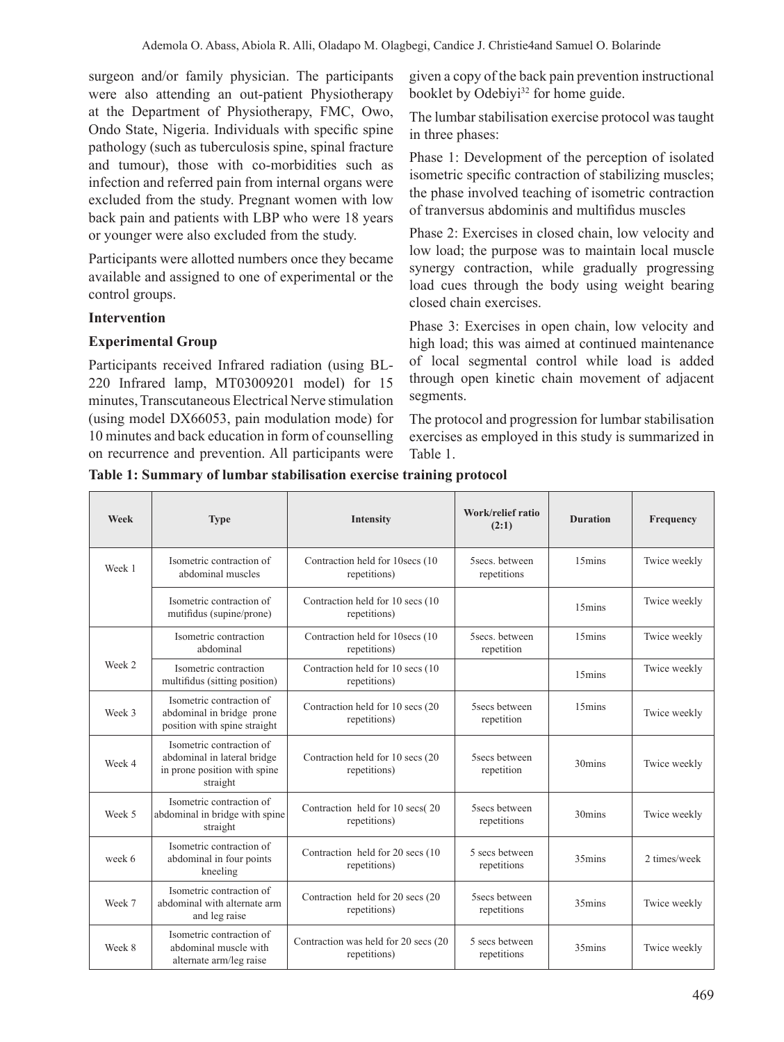surgeon and/or family physician. The participants were also attending an out-patient Physiotherapy at the Department of Physiotherapy, FMC, Owo, Ondo State, Nigeria. Individuals with specific spine pathology (such as tuberculosis spine, spinal fracture and tumour), those with co-morbidities such as infection and referred pain from internal organs were excluded from the study. Pregnant women with low back pain and patients with LBP who were 18 years or younger were also excluded from the study.

Participants were allotted numbers once they became available and assigned to one of experimental or the control groups.

**Intervention**

**Experimental Group**

Participants received Infrared radiation (using BL-220 Infrared lamp, MT03009201 model) for 15 minutes, Transcutaneous Electrical Nerve stimulation (using model DX66053, pain modulation mode) for 10 minutes and back education in form of counselling on recurrence and prevention. All participants were given a copy of the back pain prevention instructional booklet by Odebiyi[32] for home guide.

The lumbar stabilisation exercise protocol was taught in three phases:

Phase 1: Development of the perception of isolated isometric specific contraction of stabilizing muscles; the phase involved teaching of isometric contraction of tranversus abdominis and multifidus muscles

Phase 2: Exercises in closed chain, low velocity and low load; the purpose was to maintain local muscle synergy contraction, while gradually progressing load cues through the body using weight bearing closed chain exercises.

Phase 3: Exercises in open chain, low velocity and high load; this was aimed at continued maintenance of local segmental control while load is added through open kinetic chain movement of adjacent segments.

The protocol and progression for lumbar stabilisation exercises as employed in this study is summarized in Table 1.

**Table 1: Summary of lumbar stabilisation exercise training protocol**

| Week | Type | Intensity | Work/relief ratio (2:1) | Duration | Frequency |
|---|---|---|---|---|---|
| Week 1 | Isometric contraction of abdominal muscles | Contraction held for 10secs (10 repetitions) | 5secs. between repetitions | 15mins | Twice weekly |
| | Isometric contraction of mutifidus (supine/prone) | Contraction held for 10 secs (10 repetitions) | | 15mins | Twice weekly |
| Week 2 | Isometric contraction abdominal | Contraction held for 10secs (10 repetitions) | 5secs. between repetition | 15mins | Twice weekly |
| | Isometric contraction multifidus (sitting position) | Contraction held for 10 secs (10 repetitions) | | 15mins | Twice weekly |
| Week 3 | Isometric contraction of abdominal in bridge prone position with spine straight | Contraction held for 10 secs (20 repetitions) | 5secs between repetition | 15mins | Twice weekly |
| Week 4 | Isometric contraction of abdominal in lateral bridge in prone position with spine straight | Contraction held for 10 secs (20 repetitions) | 5secs between repetition | 30mins | Twice weekly |
| Week 5 | Isometric contraction of abdominal in bridge with spine straight | Contraction held for 10 secs( 20 repetitions) | 5secs between repetitions | 30mins | Twice weekly |
| week 6 | Isometric contraction of abdominal in four points kneeling | Contraction held for 20 secs (10 repetitions) | 5 secs between repetitions | 35mins | 2 times/week |
| Week 7 | Isometric contraction of abdominal with alternate arm and leg raise | Contraction held for 20 secs (20 repetitions) | 5secs between repetitions | 35mins | Twice weekly |
| Week 8 | Isometric contraction of abdominal muscle with alternate arm/leg raise | Contraction was held for 20 secs (20 repetitions) | 5 secs between repetitions | 35mins | Twice weekly |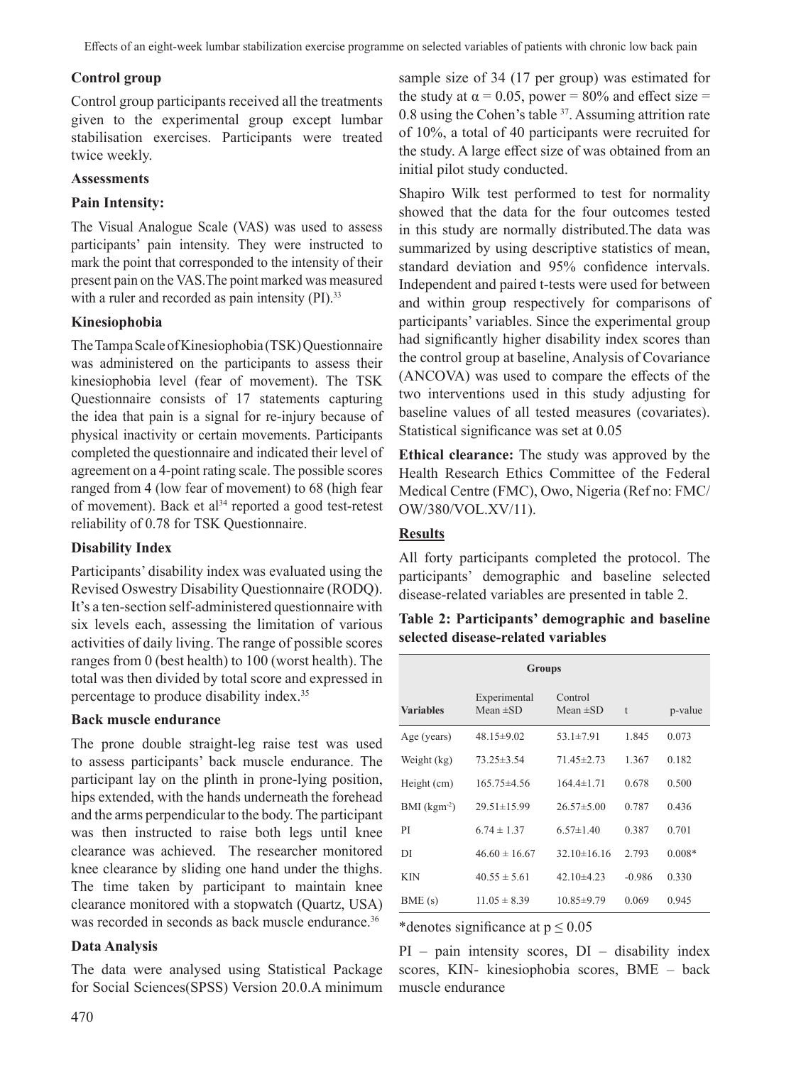**Control group**

Control group participants received all the treatments given to the experimental group except lumbar stabilisation exercises. Participants were treated twice weekly.

**Assessments**

**Pain Intensity:**

The Visual Analogue Scale (VAS) was used to assess participants' pain intensity. They were instructed to mark the point that corresponded to the intensity of their present pain on the VAS.The point marked was measured with a ruler and recorded as pain intensity (PI).[33]

**Kinesiophobia**

The Tampa Scale of Kinesiophobia (TSK) Questionnaire was administered on the participants to assess their kinesiophobia level (fear of movement). The TSK Questionnaire consists of 17 statements capturing the idea that pain is a signal for re-injury because of physical inactivity or certain movements. Participants completed the questionnaire and indicated their level of agreement on a 4-point rating scale. The possible scores ranged from 4 (low fear of movement) to 68 (high fear of movement). Back et al[34] reported a good test-retest reliability of 0.78 for TSK Questionnaire.

**Disability Index**

Participants' disability index was evaluated using the Revised Oswestry Disability Questionnaire (RODQ). It's a ten-section self-administered questionnaire with six levels each, assessing the limitation of various activities of daily living. The range of possible scores ranges from 0 (best health) to 100 (worst health). The total was then divided by total score and expressed in percentage to produce disability index.[35]

**Back muscle endurance**

The prone double straight-leg raise test was used to assess participants' back muscle endurance. The participant lay on the plinth in prone-lying position, hips extended, with the hands underneath the forehead and the arms perpendicular to the body. The participant was then instructed to raise both legs until knee clearance was achieved. The researcher monitored knee clearance by sliding one hand under the thighs. The time taken by participant to maintain knee clearance monitored with a stopwatch (Quartz, USA) was recorded in seconds as back muscle endurance.[36]

**Data Analysis**

The data were analysed using Statistical Package for Social Sciences(SPSS) Version 20.0.A minimum sample size of 34 (17 per group) was estimated for the study at $\alpha = 0.05$, power = 80% and effect size = 0.8 using the Cohen's table [37]. Assuming attrition rate of 10%, a total of 40 participants were recruited for the study. A large effect size of was obtained from an initial pilot study conducted.

Shapiro Wilk test performed to test for normality showed that the data for the four outcomes tested in this study are normally distributed.The data was summarized by using descriptive statistics of mean, standard deviation and 95% confidence intervals. Independent and paired t-tests were used for between and within group respectively for comparisons of participants' variables. Since the experimental group had significantly higher disability index scores than the control group at baseline, Analysis of Covariance (ANCOVA) was used to compare the effects of the two interventions used in this study adjusting for baseline values of all tested measures (covariates). Statistical significance was set at 0.05

**Ethical clearance:** The study was approved by the Health Research Ethics Committee of the Federal Medical Centre (FMC), Owo, Nigeria (Ref no: FMC/OW/380/VOL.XV/11).

## Results

All forty participants completed the protocol. The participants' demographic and baseline selected disease-related variables are presented in table 2.

**Table 2: Participants' demographic and baseline selected disease-related variables**

| | Groups | | | |
|---|---|---|---|---|
| Variables | Experimental Mean ±SD | Control Mean ±SD | t | p-value |
| Age (years) | 48.15±9.02 | 53.1±7.91 | 1.845 | 0.073 |
| Weight (kg) | 73.25±3.54 | 71.45±2.73 | 1.367 | 0.182 |
| Height (cm) | 165.75±4.56 | 164.4±1.71 | 0.678 | 0.500 |
| BMI ($kgm^{-2}$) | 29.51±15.99 | 26.57±5.00 | 0.787 | 0.436 |
| PI | 6.74 ± 1.37 | 6.57±1.40 | 0.387 | 0.701 |
| DI | 46.60 ± 16.67 | 32.10±16.16 | 2.793 | 0.008* |
| KIN | 40.55 ± 5.61 | 42.10±4.23 | -0.986 | 0.330 |
| BME (s) | 11.05 ± 8.39 | 10.85±9.79 | 0.069 | 0.945 |

*denotes significance at $p \leq 0.05$

PI – pain intensity scores, DI – disability index scores, KIN- kinesiophobia scores, BME – back muscle endurance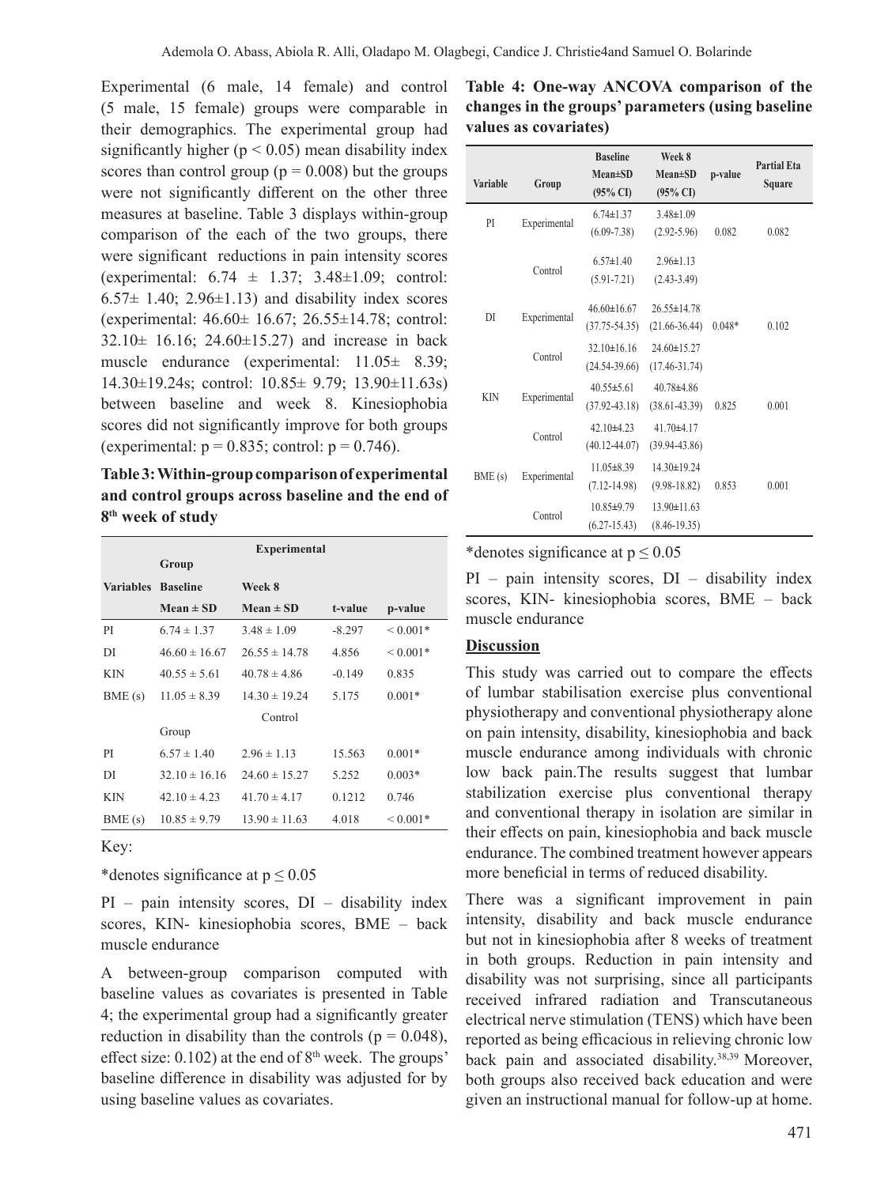Experimental (6 male, 14 female) and control (5 male, 15 female) groups were comparable in their demographics. The experimental group had significantly higher ($p < 0.05$) mean disability index scores than control group ($p = 0.008$) but the groups were not significantly different on the other three measures at baseline. Table 3 displays within-group comparison of the each of the two groups, there were significant reductions in pain intensity scores (experimental: 6.74 ± 1.37; 3.48±1.09; control: 6.57± 1.40; 2.96±1.13) and disability index scores (experimental: 46.60± 16.67; 26.55±14.78; control: 32.10± 16.16; 24.60±15.27) and increase in back muscle endurance (experimental: 11.05± 8.39; 14.30±19.24s; control: 10.85± 9.79; 13.90±11.63s) between baseline and week 8. Kinesiophobia scores did not significantly improve for both groups (experimental: $p = 0.835$; control: $p = 0.746$).

**Table 3: Within-group comparison of experimental and control groups across baseline and the end of 8th week of study**

| | Experimental | | | |
|---|---|---|---|---|
| | Group | | | |
| Variables | Baseline | Week 8 | | |
| | Mean ± SD | Mean ± SD | t-value | p-value |
| PI | 6.74 ± 1.37 | 3.48 ± 1.09 | -8.297 | < 0.001* |
| DI | 46.60 ± 16.67 | 26.55 ± 14.78 | 4.856 | < 0.001* |
| KIN | 40.55 ± 5.61 | 40.78 ± 4.86 | -0.149 | 0.835 |
| BME (s) | 11.05 ± 8.39 | 14.30 ± 19.24 | 5.175 | 0.001* |
| | Control | | | |
| | Group | | | |
| PI | 6.57 ± 1.40 | 2.96 ± 1.13 | 15.563 | 0.001* |
| DI | 32.10 ± 16.16 | 24.60 ± 15.27 | 5.252 | 0.003* |
| KIN | 42.10 ± 4.23 | 41.70 ± 4.17 | 0.1212 | 0.746 |
| BME (s) | 10.85 ± 9.79 | 13.90 ± 11.63 | 4.018 | < 0.001* |

Key:

*denotes significance at $p \leq 0.05$

PI – pain intensity scores, DI – disability index scores, KIN- kinesiophobia scores, BME – back muscle endurance

A between-group comparison computed with baseline values as covariates is presented in Table 4; the experimental group had a significantly greater reduction in disability than the controls ($p = 0.048$), effect size: 0.102) at the end of 8th week. The groups' baseline difference in disability was adjusted for by using baseline values as covariates.

**Table 4: One-way ANCOVA comparison of the changes in the groups' parameters (using baseline values as covariates)**

| Variable | Group | Baseline Mean±SD (95% CI) | Week 8 Mean±SD (95% CI) | p-value | Partial Eta Square |
|---|---|---|---|---|---|
| PI | Experimental | 6.74±1.37 (6.09-7.38) | 3.48±1.09 (2.92-5.96) | 0.082 | 0.082 |
| | Control | 6.57±1.40 (5.91-7.21) | 2.96±1.13 (2.43-3.49) | | |
| DI | Experimental | 46.60±16.67 (37.75-54.35) | 26.55±14.78 (21.66-36.44) | 0.048* | 0.102 |
| | Control | 32.10±16.16 (24.54-39.66) | 24.60±15.27 (17.46-31.74) | | |
| KIN | Experimental | 40.55±5.61 (37.92-43.18) | 40.78±4.86 (38.61-43.39) | 0.825 | 0.001 |
| | Control | 42.10±4.23 (40.12-44.07) | 41.70±4.17 (39.94-43.86) | | |
| BME (s) | Experimental | 11.05±8.39 (7.12-14.98) | 14.30±19.24 (9.98-18.82) | 0.853 | 0.001 |
| | Control | 10.85±9.79 (6.27-15.43) | 13.90±11.63 (8.46-19.35) | | |

*denotes significance at $p \leq 0.05$

PI – pain intensity scores, DI – disability index scores, KIN- kinesiophobia scores, BME – back muscle endurance

## Discussion

This study was carried out to compare the effects of lumbar stabilisation exercise plus conventional physiotherapy and conventional physiotherapy alone on pain intensity, disability, kinesiophobia and back muscle endurance among individuals with chronic low back pain.The results suggest that lumbar stabilization exercise plus conventional therapy and conventional therapy in isolation are similar in their effects on pain, kinesiophobia and back muscle endurance. The combined treatment however appears more beneficial in terms of reduced disability.

There was a significant improvement in pain intensity, disability and back muscle endurance but not in kinesiophobia after 8 weeks of treatment in both groups. Reduction in pain intensity and disability was not surprising, since all participants received infrared radiation and Transcutaneous electrical nerve stimulation (TENS) which have been reported as being efficacious in relieving chronic low back pain and associated disability.[38,39] Moreover, both groups also received back education and were given an instructional manual for follow-up at home.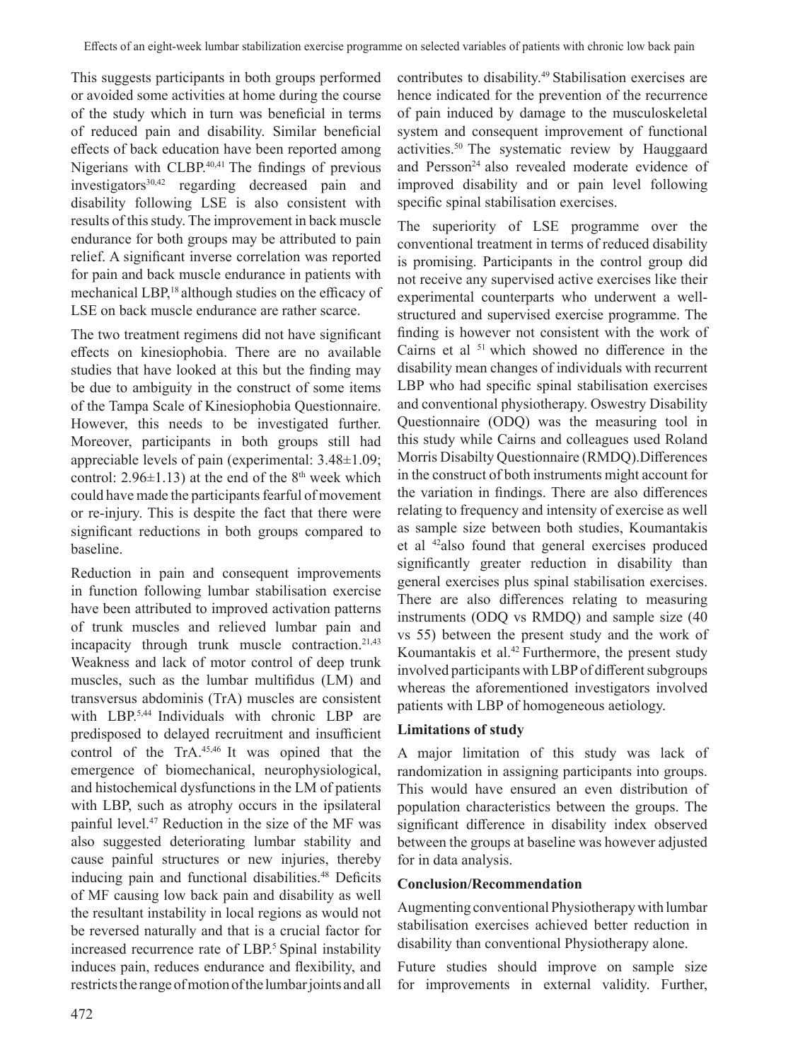This suggests participants in both groups performed or avoided some activities at home during the course of the study which in turn was beneficial in terms of reduced pain and disability. Similar beneficial effects of back education have been reported among Nigerians with CLBP.[40,41] The findings of previous investigators[30,42] regarding decreased pain and disability following LSE is also consistent with results of this study. The improvement in back muscle endurance for both groups may be attributed to pain relief. A significant inverse correlation was reported for pain and back muscle endurance in patients with mechanical LBP,[18] although studies on the efficacy of LSE on back muscle endurance are rather scarce.

The two treatment regimens did not have significant effects on kinesiophobia. There are no available studies that have looked at this but the finding may be due to ambiguity in the construct of some items of the Tampa Scale of Kinesiophobia Questionnaire. However, this needs to be investigated further. Moreover, participants in both groups still had appreciable levels of pain (experimental: $3.48\pm1.09$; control: $2.96\pm1.13$) at the end of the 8th week which could have made the participants fearful of movement or re-injury. This is despite the fact that there were significant reductions in both groups compared to baseline.

Reduction in pain and consequent improvements in function following lumbar stabilisation exercise have been attributed to improved activation patterns of trunk muscles and relieved lumbar pain and incapacity through trunk muscle contraction.[21,43] Weakness and lack of motor control of deep trunk muscles, such as the lumbar multifidus (LM) and transversus abdominis (TrA) muscles are consistent with LBP.[5,44] Individuals with chronic LBP are predisposed to delayed recruitment and insufficient control of the TrA.[45,46] It was opined that the emergence of biomechanical, neurophysiological, and histochemical dysfunctions in the LM of patients with LBP, such as atrophy occurs in the ipsilateral painful level.[47] Reduction in the size of the MF was also suggested deteriorating lumbar stability and cause painful structures or new injuries, thereby inducing pain and functional disabilities.[48] Deficits of MF causing low back pain and disability as well the resultant instability in local regions as would not be reversed naturally and that is a crucial factor for increased recurrence rate of LBP.[5] Spinal instability induces pain, reduces endurance and flexibility, and restricts the range of motion of the lumbar joints and all contributes to disability.[49] Stabilisation exercises are hence indicated for the prevention of the recurrence of pain induced by damage to the musculoskeletal system and consequent improvement of functional activities.[50] The systematic review by Hauggaard and Persson[24] also revealed moderate evidence of improved disability and or pain level following specific spinal stabilisation exercises.

The superiority of LSE programme over the conventional treatment in terms of reduced disability is promising. Participants in the control group did not receive any supervised active exercises like their experimental counterparts who underwent a well-structured and supervised exercise programme. The finding is however not consistent with the work of Cairns et al [51] which showed no difference in the disability mean changes of individuals with recurrent LBP who had specific spinal stabilisation exercises and conventional physiotherapy. Oswestry Disability Questionnaire (ODQ) was the measuring tool in this study while Cairns and colleagues used Roland Morris Disabilty Questionnaire (RMDQ).Differences in the construct of both instruments might account for the variation in findings. There are also differences relating to frequency and intensity of exercise as well as sample size between both studies, Koumantakis et al [42]also found that general exercises produced significantly greater reduction in disability than general exercises plus spinal stabilisation exercises. There are also differences relating to measuring instruments (ODQ vs RMDQ) and sample size (40 vs 55) between the present study and the work of Koumantakis et al.[42] Furthermore, the present study involved participants with LBP of different subgroups whereas the aforementioned investigators involved patients with LBP of homogeneous aetiology.

### Limitations of study

A major limitation of this study was lack of randomization in assigning participants into groups. This would have ensured an even distribution of population characteristics between the groups. The significant difference in disability index observed between the groups at baseline was however adjusted for in data analysis.

### Conclusion/Recommendation

Augmenting conventional Physiotherapy with lumbar stabilisation exercises achieved better reduction in disability than conventional Physiotherapy alone.

Future studies should improve on sample size for improvements in external validity. Further,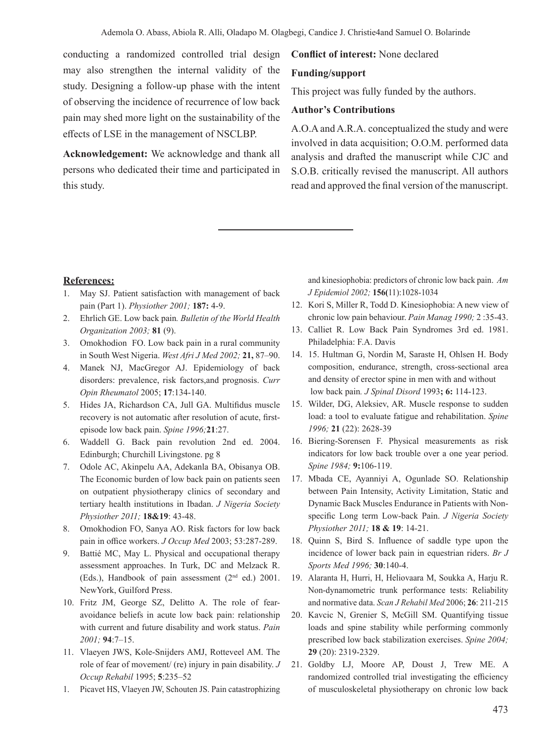conducting a randomized controlled trial design may also strengthen the internal validity of the study. Designing a follow-up phase with the intent of observing the incidence of recurrence of low back pain may shed more light on the sustainability of the effects of LSE in the management of NSCLBP.

**Acknowledgement:** We acknowledge and thank all persons who dedicated their time and participated in this study.

**Conflict of interest:** None declared

**Funding/support**

This project was fully funded by the authors.

**Author's Contributions**

A.O.A and A.R.A. conceptualized the study and were involved in data acquisition; O.O.M. performed data analysis and drafted the manuscript while CJC and S.O.B. critically revised the manuscript. All authors read and approved the final version of the manuscript.

---

**References:**

1. May SJ. Patient satisfaction with management of back pain (Part 1). *Physiother 2001;* **187:** 4-9.
2. Ehrlich GE. Low back pain*. Bulletin of the World Health Organization 2003;* **81** (9).
3. Omokhodion FO. Low back pain in a rural community in South West Nigeria. *West Afri J Med 2002;* **21,** 87–90.
4. Manek NJ, MacGregor AJ. Epidemiology of back disorders: prevalence, risk factors,and prognosis. *Curr Opin Rheumatol* 2005; **17**:134-140.
5. Hides JA, Richardson CA, Jull GA. Multifidus muscle recovery is not automatic after resolution of acute, first-episode low back pain. *Spine 1996;***21**:27.
6. Waddell G. Back pain revolution 2nd ed. 2004. Edinburgh; Churchill Livingstone. pg 8
7. Odole AC, Akinpelu AA, Adekanla BA, Obisanya OB. The Economic burden of low back pain on patients seen on outpatient physiotherapy clinics of secondary and tertiary health institutions in Ibadan. *J Nigeria Society Physiother 2011;* **18&19**: 43-48.
8. Omokhodion FO, Sanya AO. Risk factors for low back pain in office workers. *J Occup Med* 2003; 53:287-289.
9. Battié MC, May L. Physical and occupational therapy assessment approaches. In Turk, DC and Melzack R. (Eds.), Handbook of pain assessment (2nd ed.) 2001. NewYork, Guilford Press.
10. Fritz JM, George SZ, Delitto A. The role of fear-avoidance beliefs in acute low back pain: relationship with current and future disability and work status. *Pain 2001;* **94**:7–15.
11. Vlaeyen JWS, Kole-Snijders AMJ, Rotteveel AM. The role of fear of movement/ (re) injury in pain disability. *J Occup Rehabil* 1995; **5**:235–52
1. Picavet HS, Vlaeyen JW, Schouten JS. Pain catastrophizing and kinesiophobia: predictors of chronic low back pain. *Am J Epidemiol 2002;* **156(**11):1028-1034
12. Kori S, Miller R, Todd D. Kinesiophobia: A new view of chronic low pain behaviour. *Pain Manag 1990;* 2 :35-43.
13. Calliet R. Low Back Pain Syndromes 3rd ed. 1981. Philadelphia: F.A. Davis
14. 15. Hultman G, Nordin M, Saraste H, Ohlsen H. Body composition, endurance, strength, cross-sectional area and density of erector spine in men with and without low back pain*. J Spinal Disord* 1993**; 6:** 114-123.
15. Wilder, DG, Aleksiev, AR. Muscle response to sudden load: a tool to evaluate fatigue and rehabilitation. *Spine 1996;* **21** (22): 2628-39
16. Biering-Sorensen F. Physical measurements as risk indicators for low back trouble over a one year period. *Spine 1984;* **9:**106-119.
17. Mbada CE, Ayanniyi A, Ogunlade SO. Relationship between Pain Intensity, Activity Limitation, Static and Dynamic Back Muscles Endurance in Patients with Non-specific Long term Low-back Pain. *J Nigeria Society Physiother 2011;* **18 & 19**: 14-21.
18. Quinn S, Bird S. Influence of saddle type upon the incidence of lower back pain in equestrian riders. *Br J Sports Med 1996;* **30**:140-4.
19. Alaranta H, Hurri, H, Heliovaara M, Soukka A, Harju R. Non-dynamometric trunk performance tests: Reliability and normative data. *Scan J Rehabil Med* 2006; **26**: 211-215
20. Kavcic N, Grenier S, McGill SM. Quantifying tissue loads and spine stability while performing commonly prescribed low back stabilization exercises. *Spine 2004;* **29** (20): 2319-2329.
21. Goldby LJ, Moore AP, Doust J, Trew ME. A randomized controlled trial investigating the efficiency of musculoskeletal physiotherapy on chronic low back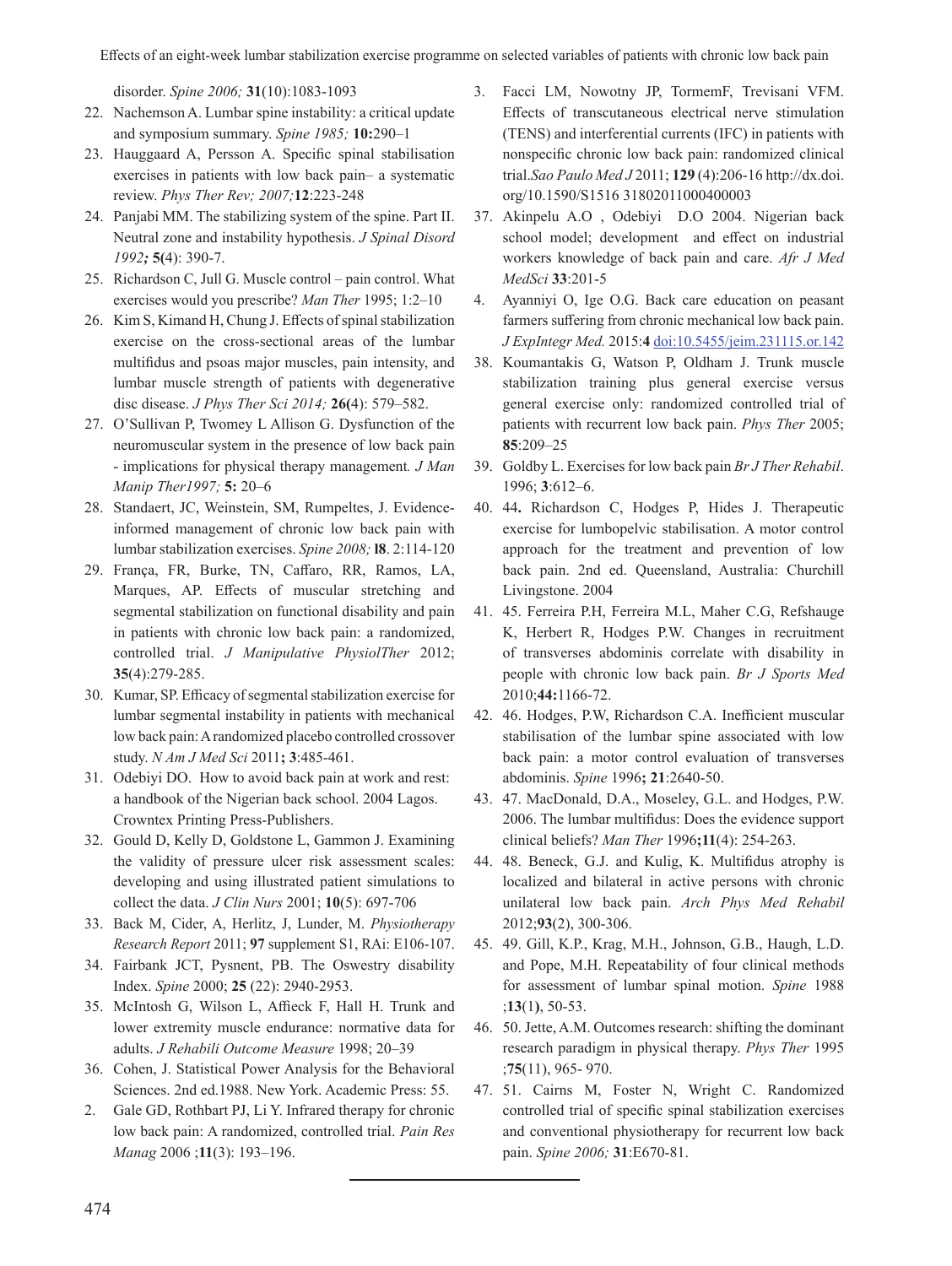disorder. *Spine 2006;* **31**(10):1083-1093

22. Nachemson A. Lumbar spine instability: a critical update and symposium summary. *Spine 1985;* **10:**290–1
23. Hauggaard A, Persson A. Specific spinal stabilisation exercises in patients with low back pain– a systematic review. *Phys Ther Rev; 2007;***12**:223-248
24. Panjabi MM. The stabilizing system of the spine. Part II. Neutral zone and instability hypothesis. *J Spinal Disord 1992;* **5(**4): 390-7.
25. Richardson C, Jull G. Muscle control – pain control. What exercises would you prescribe? *Man Ther* 1995; 1:2–10
26. Kim S, Kimand H, Chung J. Effects of spinal stabilization exercise on the cross-sectional areas of the lumbar multifidus and psoas major muscles, pain intensity, and lumbar muscle strength of patients with degenerative disc disease. *J Phys Ther Sci 2014;* **26(**4): 579–582.
27. O'Sullivan P, Twomey L Allison G. Dysfunction of the neuromuscular system in the presence of low back pain - implications for physical therapy management. *J Man Manip Ther1997;* **5:** 20–6
28. Standaert, JC, Weinstein, SM, Rumpeltes, J. Evidence-informed management of chronic low back pain with lumbar stabilization exercises. *Spine 2008;* **l8**. 2:114-120
29. França, FR, Burke, TN, Caffaro, RR, Ramos, LA, Marques, AP. Effects of muscular stretching and segmental stabilization on functional disability and pain in patients with chronic low back pain: a randomized, controlled trial. *J Manipulative PhysiolTher* 2012; **35**(4):279-285.
30. Kumar, SP. Efficacy of segmental stabilization exercise for lumbar segmental instability in patients with mechanical low back pain: A randomized placebo controlled crossover study. *N Am J Med Sci* 2011**;** **3**:485-461.
31. Odebiyi DO. How to avoid back pain at work and rest: a handbook of the Nigerian back school. 2004 Lagos. Crowntex Printing Press-Publishers.
32. Gould D, Kelly D, Goldstone L, Gammon J. Examining the validity of pressure ulcer risk assessment scales: developing and using illustrated patient simulations to collect the data. *J Clin Nurs* 2001; **10**(5): 697-706
33. Back M, Cider, A, Herlitz, J, Lunder, M. *Physiotherapy Research Report* 2011; **97** supplement S1, RAi: E106-107.
34. Fairbank JCT, Pysnent, PB. The Oswestry disability Index. *Spine* 2000; **25** (22): 2940-2953.
35. McIntosh G, Wilson L, Affieck F, Hall H. Trunk and lower extremity muscle endurance: normative data for adults. *J Rehabili Outcome Measure* 1998; 20–39
36. Cohen, J. Statistical Power Analysis for the Behavioral Sciences. 2nd ed.1988. New York. Academic Press: 55.
2. Gale GD, Rothbart PJ, Li Y. Infrared therapy for chronic low back pain: A randomized, controlled trial. *Pain Res Manag* 2006 ;**11**(3): 193–196.
3. Facci LM, Nowotny JP, TormemF, Trevisani VFM. Effects of transcutaneous electrical nerve stimulation (TENS) and interferential currents (IFC) in patients with nonspecific chronic low back pain: randomized clinical trial.*Sao Paulo Med J* 2011; **129** (4):206-16 http://dx.doi.org/10.1590/S1516 31802011000400003
37. Akinpelu A.O , Odebiyi D.O 2004. Nigerian back school model; development and effect on industrial workers knowledge of back pain and care. *Afr J Med MedSci* **33**:201-5
4. Ayanniyi O, Ige O.G. Back care education on peasant farmers suffering from chronic mechanical low back pain. *J ExpIntegr Med.* 2015:**4** doi:10.5455/jeim.231115.or.142
38. Koumantakis G, Watson P, Oldham J. Trunk muscle stabilization training plus general exercise versus general exercise only: randomized controlled trial of patients with recurrent low back pain. *Phys Ther* 2005; **85**:209–25
39. Goldby L. Exercises for low back pain *Br J Ther Rehabil*. 1996; **3**:612–6.
40. 44**.** Richardson C, Hodges P, Hides J. Therapeutic exercise for lumbopelvic stabilisation. A motor control approach for the treatment and prevention of low back pain. 2nd ed. Queensland, Australia: Churchill Livingstone. 2004
41. 45. Ferreira P.H, Ferreira M.L, Maher C.G, Refshauge K, Herbert R, Hodges P.W. Changes in recruitment of transverses abdominis correlate with disability in people with chronic low back pain. *Br J Sports Med* 2010;**44:**1166-72.
42. 46. Hodges, P.W, Richardson C.A. Inefficient muscular stabilisation of the lumbar spine associated with low back pain: a motor control evaluation of transverses abdominis. *Spine* 1996**;** **21**:2640-50.
43. 47. MacDonald, D.A., Moseley, G.L. and Hodges, P.W. 2006. The lumbar multifidus: Does the evidence support clinical beliefs? *Man Ther* 1996**;11**(4): 254-263.
44. 48. Beneck, G.J. and Kulig, K. Multifidus atrophy is localized and bilateral in active persons with chronic unilateral low back pain. *Arch Phys Med Rehabil* 2012;**93**(2), 300-306.
45. 49. Gill, K.P., Krag, M.H., Johnson, G.B., Haugh, L.D. and Pope, M.H. Repeatability of four clinical methods for assessment of lumbar spinal motion. *Spine* 1988 ;**13**(1), 50-53.
46. 50. Jette, A.M. Outcomes research: shifting the dominant research paradigm in physical therapy. *Phys Ther* 1995 ;**75**(11), 965- 970.
47. 51. Cairns M, Foster N, Wright C. Randomized controlled trial of specific spinal stabilization exercises and conventional physiotherapy for recurrent low back pain. *Spine 2006;* **31**:E670-81.